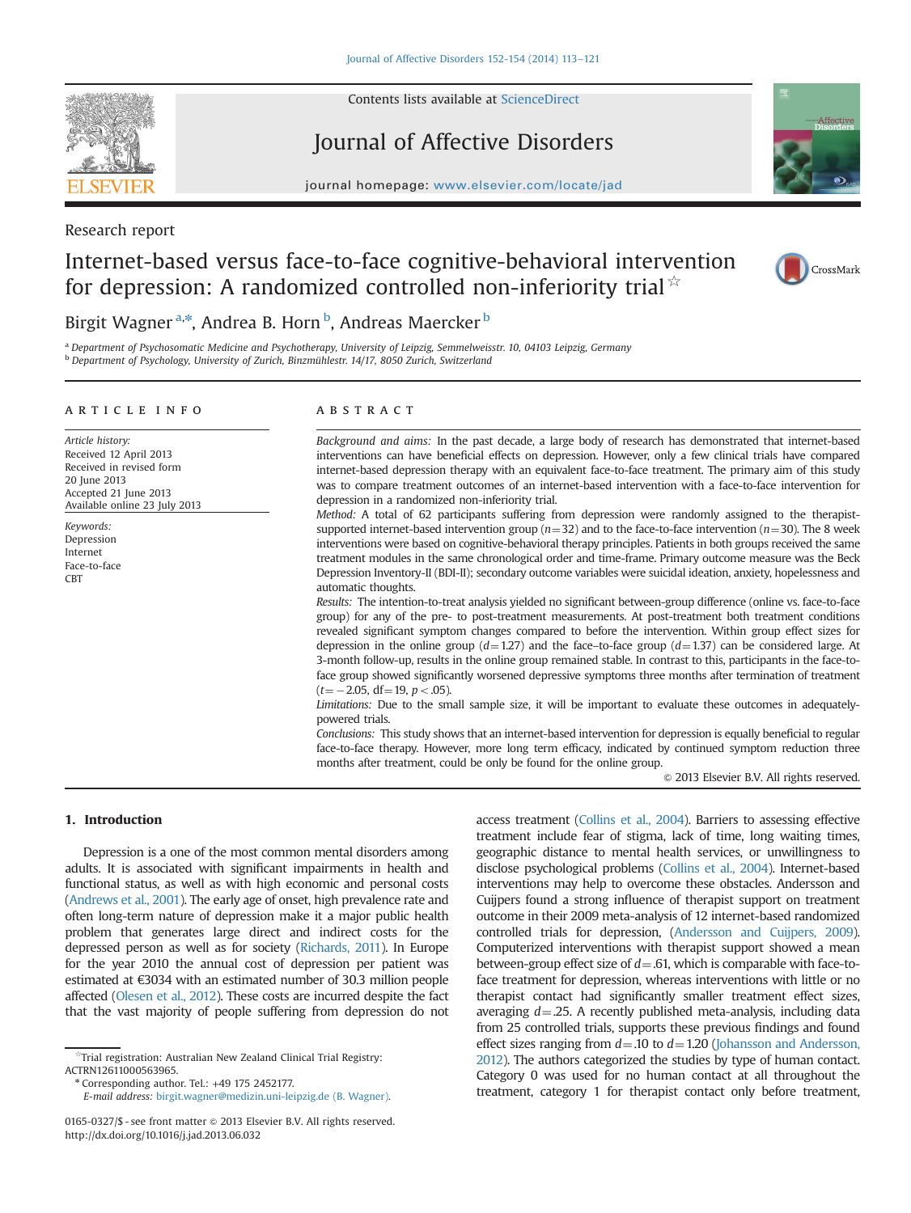Research report

# Internet-based versus face-to-face cognitive-behavioral intervention for depression: A randomized controlled non-inferiority trial☆

Birgit Wagner[a,*], Andrea B. Horn[b], Andreas Maercker[b]

[a] Department of Psychosomatic Medicine and Psychotherapy, University of Leipzig, Semmelweisstr. 10, 04103 Leipzig, Germany
[b] Department of Psychology, University of Zurich, Binzmühlestr. 14/17, 8050 Zurich, Switzerland

## ARTICLE INFO

*Article history:*
Received 12 April 2013
Received in revised form 20 June 2013
Accepted 21 June 2013
Available online 23 July 2013

*Keywords:*
Depression
Internet
Face-to-face
CBT

## ABSTRACT

*Background and aims:* In the past decade, a large body of research has demonstrated that internet-based interventions can have beneficial effects on depression. However, only a few clinical trials have compared internet-based depression therapy with an equivalent face-to-face treatment. The primary aim of this study was to compare treatment outcomes of an internet-based intervention with a face-to-face intervention for depression in a randomized non-inferiority trial.

*Method:* A total of 62 participants suffering from depression were randomly assigned to the therapist-supported internet-based intervention group ($n=32$) and to the face-to-face intervention ($n=30$). The 8 week interventions were based on cognitive-behavioral therapy principles. Patients in both groups received the same treatment modules in the same chronological order and time-frame. Primary outcome measure was the Beck Depression Inventory-II (BDI-II); secondary outcome variables were suicidal ideation, anxiety, hopelessness and automatic thoughts.

*Results:* The intention-to-treat analysis yielded no significant between-group difference (online vs. face-to-face group) for any of the pre- to post-treatment measurements. At post-treatment both treatment conditions revealed significant symptom changes compared to before the intervention. Within group effect sizes for depression in the online group ($d=1.27$) and the face–to-face group ($d=1.37$) can be considered large. At 3-month follow-up, results in the online group remained stable. In contrast to this, participants in the face-to-face group showed significantly worsened depressive symptoms three months after termination of treatment ($t=-2.05$, df$=19$, $p<.05$).

*Limitations:* Due to the small sample size, it will be important to evaluate these outcomes in adequately-powered trials.

*Conclusions:* This study shows that an internet-based intervention for depression is equally beneficial to regular face-to-face therapy. However, more long term efficacy, indicated by continued symptom reduction three months after treatment, could be only be found for the online group.

© 2013 Elsevier B.V. All rights reserved.

## 1. Introduction

Depression is a one of the most common mental disorders among adults. It is associated with significant impairments in health and functional status, as well as with high economic and personal costs (Andrews et al., 2001). The early age of onset, high prevalence rate and often long-term nature of depression make it a major public health problem that generates large direct and indirect costs for the depressed person as well as for society (Richards, 2011). In Europe for the year 2010 the annual cost of depression per patient was estimated at €3034 with an estimated number of 30.3 million people affected (Olesen et al., 2012). These costs are incurred despite the fact that the vast majority of people suffering from depression do not access treatment (Collins et al., 2004). Barriers to assessing effective treatment include fear of stigma, lack of time, long waiting times, geographic distance to mental health services, or unwillingness to disclose psychological problems (Collins et al., 2004). Internet-based interventions may help to overcome these obstacles. Andersson and Cujjpers found a strong influence of therapist support on treatment outcome in their 2009 meta-analysis of 12 internet-based randomized controlled trials for depression, (Andersson and Cuijpers, 2009). Computerized interventions with therapist support showed a mean between-group effect size of $d=.61$, which is comparable with face-to-face treatment for depression, whereas interventions with little or no therapist contact had significantly smaller treatment effect sizes, averaging $d=.25$. A recently published meta-analysis, including data from 25 controlled trials, supports these previous findings and found effect sizes ranging from $d=.10$ to $d=1.20$ (Johansson and Andersson, 2012). The authors categorized the studies by type of human contact. Category 0 was used for no human contact at all throughout the treatment, category 1 for therapist contact only before treatment,

☆Trial registration: Australian New Zealand Clinical Trial Registry: ACTRN12611000563965.

* Corresponding author. Tel.: +49 175 2452177.
*E-mail address:* birgit.wagner@medizin.uni-leipzig.de (B. Wagner).

0165-0327/$ - see front matter © 2013 Elsevier B.V. All rights reserved.
http://dx.doi.org/10.1016/j.jad.2013.06.032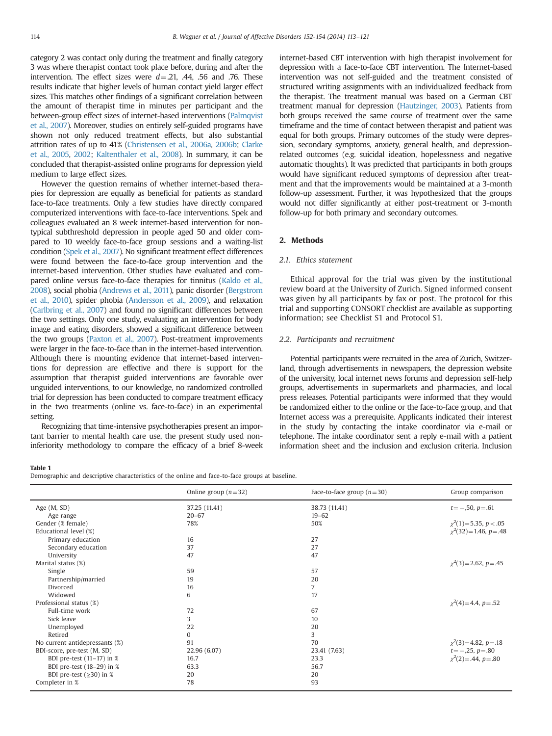category 2 was contact only during the treatment and finally category 3 was where therapist contact took place before, during and after the intervention. The effect sizes were $d$=.21, .44, .56 and .76. These results indicate that higher levels of human contact yield larger effect sizes. This matches other findings of a significant correlation between the amount of therapist time in minutes per participant and the between-group effect sizes of internet-based interventions (Palmqvist et al., 2007). Moreover, studies on entirely self-guided programs have shown not only reduced treatment effects, but also substantial attrition rates of up to 41% (Christensen et al., 2006a, 2006b; Clarke et al., 2005, 2002; Kaltenthaler et al., 2008). In summary, it can be concluded that therapist-assisted online programs for depression yield medium to large effect sizes.

However the question remains of whether internet-based therapies for depression are equally as beneficial for patients as standard face-to-face treatments. Only a few studies have directly compared computerized interventions with face-to-face interventions. Spek and colleagues evaluated an 8 week internet-based intervention for non-typical subthreshold depression in people aged 50 and older compared to 10 weekly face-to-face group sessions and a waiting-list condition (Spek et al., 2007). No significant treatment effect differences were found between the face-to-face group intervention and the internet-based intervention. Other studies have evaluated and compared online versus face-to-face therapies for tinnitus (Kaldo et al., 2008), social phobia (Andrews et al., 2011), panic disorder (Bergstrom et al., 2010), spider phobia (Andersson et al., 2009), and relaxation (Carlbring et al., 2007) and found no significant differences between the two settings. Only one study, evaluating an intervention for body image and eating disorders, showed a significant difference between the two groups (Paxton et al., 2007). Post-treatment improvements were larger in the face-to-face than in the internet-based intervention. Although there is mounting evidence that internet-based interventions for depression are effective and there is support for the assumption that therapist guided interventions are favorable over unguided interventions, to our knowledge, no randomized controlled trial for depression has been conducted to compare treatment efficacy in the two treatments (online vs. face-to-face) in an experimental setting.

Recognizing that time-intensive psychotherapies present an important barrier to mental health care use, the present study used non-inferiority methodology to compare the efficacy of a brief 8-week internet-based CBT intervention with high therapist involvement for depression with a face-to-face CBT intervention. The Internet-based intervention was not self-guided and the treatment consisted of structured writing assignments with an individualized feedback from the therapist. The treatment manual was based on a German CBT treatment manual for depression (Hautzinger, 2003). Patients from both groups received the same course of treatment over the same timeframe and the time of contact between therapist and patient was equal for both groups. Primary outcomes of the study were depression, secondary symptoms, anxiety, general health, and depression-related outcomes (e.g. suicidal ideation, hopelessness and negative automatic thoughts). It was predicted that participants in both groups would have significant reduced symptoms of depression after treatment and that the improvements would be maintained at a 3-month follow-up assessment. Further, it was hypothesized that the groups would not differ significantly at either post-treatment or 3-month follow-up for both primary and secondary outcomes.

## 2. Methods

### 2.1. Ethics statement

Ethical approval for the trial was given by the institutional review board at the University of Zurich. Signed informed consent was given by all participants by fax or post. The protocol for this trial and supporting CONSORT checklist are available as supporting information; see Checklist S1 and Protocol S1.

### 2.2. Participants and recruitment

Potential participants were recruited in the area of Zurich, Switzerland, through advertisements in newspapers, the depression website of the university, local internet news forums and depression self-help groups, advertisements in supermarkets and pharmacies, and local press releases. Potential participants were informed that they would be randomized either to the online or the face-to-face group, and that Internet access was a prerequisite. Applicants indicated their interest in the study by contacting the intake coordinator via e-mail or telephone. The intake coordinator sent a reply e-mail with a patient information sheet and the inclusion and exclusion criteria. Inclusion

**Table 1**
Demographic and descriptive characteristics of the online and face-to-face groups at baseline.

| | Online group ($n$=32) | Face-to-face group ($n$=30) | Group comparison |
|---|---|---|---|
| Age (M, SD) | 37.25 (11.41) | 38.73 (11.41) | $t$=−,50, $p$=.61 |
| Age range | 20–67 | 19–62 | |
| Gender (% female) | 78% | 50% | $\chi^2(1)$=5.35, $p$<.05 |
| Educational level (%) | | | $\chi^2(32)$=1.46, $p$=.48 |
| Primary education | 16 | 27 | |
| Secondary education | 37 | 27 | |
| University | 47 | 47 | |
| Marital status (%) | | | $\chi^2(3)$=2.62, $p$=.45 |
| Single | 59 | 57 | |
| Partnership/married | 19 | 20 | |
| Divorced | 16 | 7 | |
| Widowed | 6 | 17 | |
| Professional status (%) | | | $\chi^2(4)$=4.4, $p$=.52 |
| Full-time work | 72 | 67 | |
| Sick leave | 3 | 10 | |
| Unemployed | 22 | 20 | |
| Retired | 0 | 3 | |
| No current antidepressants (%) | 91 | 70 | $\chi^2(3)$=4.82, $p$=.18 |
| BDI-score, pre-test (M, SD) | 22.96 (6.07) | 23.41 (7.63) | $t$=−,25, $p$=.80 |
| BDI pre-test (11–17) in % | 16.7 | 23.3 | $\chi^2(2)$=.44, $p$=.80 |
| BDI pre-test (18–29) in % | 63.3 | 56.7 | |
| BDI pre-test (≥30) in % | 20 | 20 | |
| Completer in % | 78 | 93 | |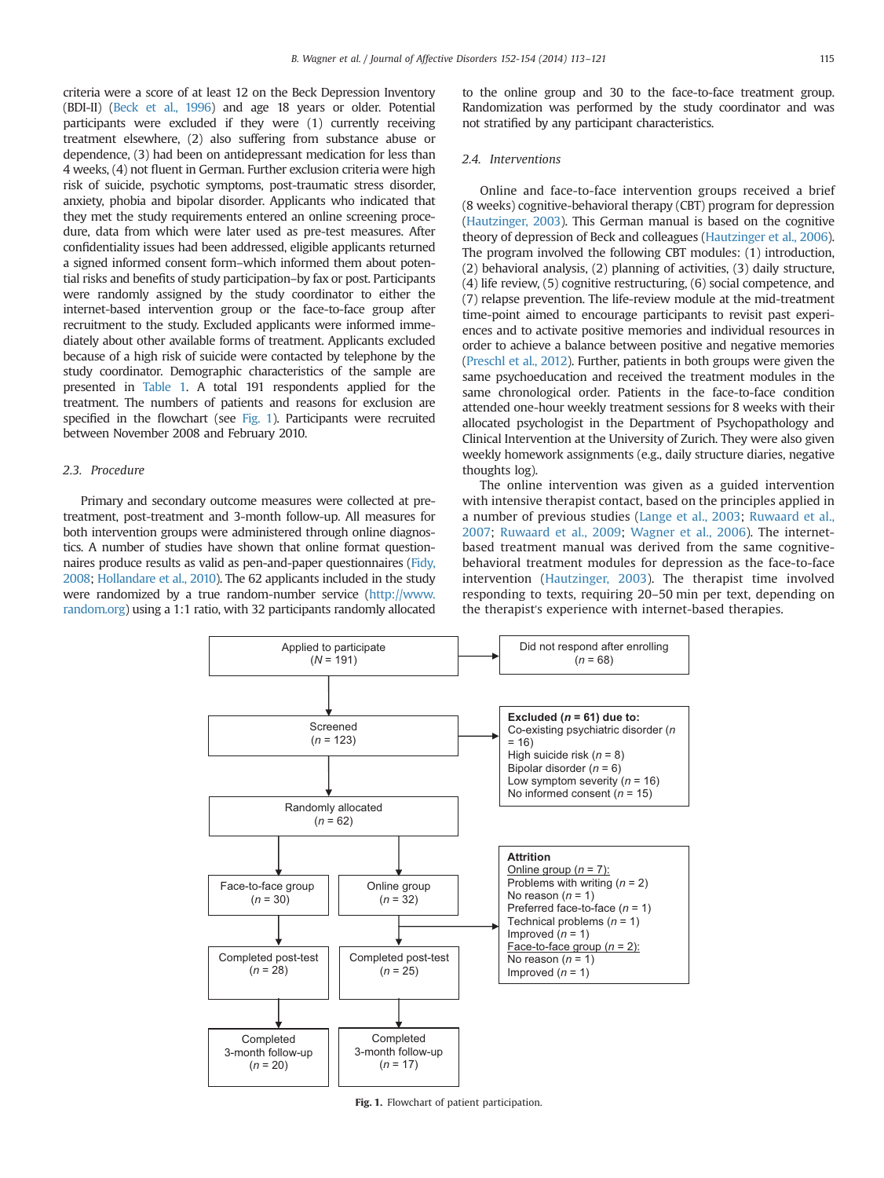criteria were a score of at least 12 on the Beck Depression Inventory (BDI-II) (Beck et al., 1996) and age 18 years or older. Potential participants were excluded if they were (1) currently receiving treatment elsewhere, (2) also suffering from substance abuse or dependence, (3) had been on antidepressant medication for less than 4 weeks, (4) not fluent in German. Further exclusion criteria were high risk of suicide, psychotic symptoms, post-traumatic stress disorder, anxiety, phobia and bipolar disorder. Applicants who indicated that they met the study requirements entered an online screening procedure, data from which were later used as pre-test measures. After confidentiality issues had been addressed, eligible applicants returned a signed informed consent form–which informed them about potential risks and benefits of study participation–by fax or post. Participants were randomly assigned by the study coordinator to either the internet-based intervention group or the face-to-face group after recruitment to the study. Excluded applicants were informed immediately about other available forms of treatment. Applicants excluded because of a high risk of suicide were contacted by telephone by the study coordinator. Demographic characteristics of the sample are presented in Table 1. A total 191 respondents applied for the treatment. The numbers of patients and reasons for exclusion are specified in the flowchart (see Fig. 1). Participants were recruited between November 2008 and February 2010.

### 2.3. Procedure

Primary and secondary outcome measures were collected at pre-treatment, post-treatment and 3-month follow-up. All measures for both intervention groups were administered through online diagnostics. A number of studies have shown that online format questionnaires produce results as valid as pen-and-paper questionnaires (Fidy, 2008; Hollandare et al., 2010). The 62 applicants included in the study were randomized by a true random-number service (http://www.random.org) using a 1:1 ratio, with 32 participants randomly allocated to the online group and 30 to the face-to-face treatment group. Randomization was performed by the study coordinator and was not stratified by any participant characteristics.

### 2.4. Interventions

Online and face-to-face intervention groups received a brief (8 weeks) cognitive-behavioral therapy (CBT) program for depression (Hautzinger, 2003). This German manual is based on the cognitive theory of depression of Beck and colleagues (Hautzinger et al., 2006). The program involved the following CBT modules: (1) introduction, (2) behavioral analysis, (2) planning of activities, (3) daily structure, (4) life review, (5) cognitive restructuring, (6) social competence, and (7) relapse prevention. The life-review module at the mid-treatment time-point aimed to encourage participants to revisit past experiences and to activate positive memories and individual resources in order to achieve a balance between positive and negative memories (Preschl et al., 2012). Further, patients in both groups were given the same psychoeducation and received the treatment modules in the same chronological order. Patients in the face-to-face condition attended one-hour weekly treatment sessions for 8 weeks with their allocated psychologist in the Department of Psychopathology and Clinical Intervention at the University of Zurich. They were also given weekly homework assignments (e.g., daily structure diaries, negative thoughts log).

The online intervention was given as a guided intervention with intensive therapist contact, based on the principles applied in a number of previous studies (Lange et al., 2003; Ruwaard et al., 2007; Ruwaard et al., 2009; Wagner et al., 2006). The internet-based treatment manual was derived from the same cognitive-behavioral treatment modules for depression as the face-to-face intervention (Hautzinger, 2003). The therapist time involved responding to texts, requiring 20–50 min per text, depending on the therapist's experience with internet-based therapies.

Applied to participate ($N$ = 191) → Did not respond after enrolling ($n$ = 68)

Screened ($n$ = 123) → **Excluded ($n$ = 61) due to:** Co-existing psychiatric disorder ($n$ = 16); High suicide risk ($n$ = 8); Bipolar disorder ($n$ = 6); Low symptom severity ($n$ = 16); No informed consent ($n$ = 15)

Randomly allocated ($n$ = 62)

Face-to-face group ($n$ = 30) → Completed post-test ($n$ = 28) → Completed 3-month follow-up ($n$ = 20)

Online group ($n$ = 32) → Completed post-test ($n$ = 25) → Completed 3-month follow-up ($n$ = 17)

**Attrition**
Online group ($n$ = 7): Problems with writing ($n$ = 2); No reason ($n$ = 1); Preferred face-to-face ($n$ = 1); Technical problems ($n$ = 1); Improved ($n$ = 1)
Face-to-face group ($n$ = 2): No reason ($n$ = 1); Improved ($n$ = 1)

**Fig. 1.** Flowchart of patient participation.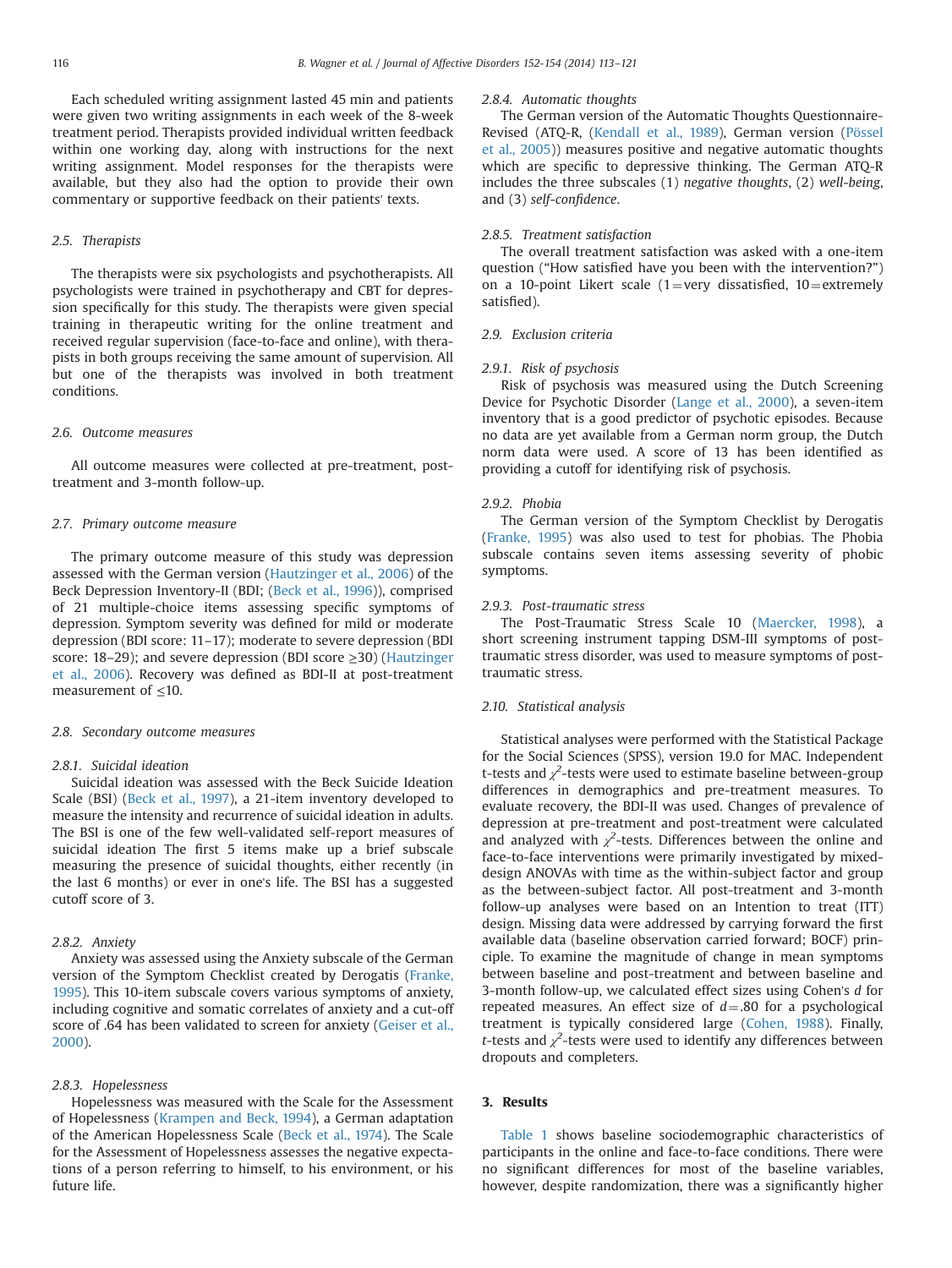Each scheduled writing assignment lasted 45 min and patients were given two writing assignments in each week of the 8-week treatment period. Therapists provided individual written feedback within one working day, along with instructions for the next writing assignment. Model responses for the therapists were available, but they also had the option to provide their own commentary or supportive feedback on their patients' texts.

### 2.5. Therapists

The therapists were six psychologists and psychotherapists. All psychologists were trained in psychotherapy and CBT for depression specifically for this study. The therapists were given special training in therapeutic writing for the online treatment and received regular supervision (face-to-face and online), with therapists in both groups receiving the same amount of supervision. All but one of the therapists was involved in both treatment conditions.

### 2.6. Outcome measures

All outcome measures were collected at pre-treatment, post-treatment and 3-month follow-up.

### 2.7. Primary outcome measure

The primary outcome measure of this study was depression assessed with the German version (Hautzinger et al., 2006) of the Beck Depression Inventory-II (BDI; (Beck et al., 1996)), comprised of 21 multiple-choice items assessing specific symptoms of depression. Symptom severity was defined for mild or moderate depression (BDI score: 11–17); moderate to severe depression (BDI score: 18–29); and severe depression (BDI score ≥30) (Hautzinger et al., 2006). Recovery was defined as BDI-II at post-treatment measurement of ≤10.

### 2.8. Secondary outcome measures

#### 2.8.1. Suicidal ideation

Suicidal ideation was assessed with the Beck Suicide Ideation Scale (BSI) (Beck et al., 1997), a 21-item inventory developed to measure the intensity and recurrence of suicidal ideation in adults. The BSI is one of the few well-validated self-report measures of suicidal ideation The first 5 items make up a brief subscale measuring the presence of suicidal thoughts, either recently (in the last 6 months) or ever in one's life. The BSI has a suggested cutoff score of 3.

#### 2.8.2. Anxiety

Anxiety was assessed using the Anxiety subscale of the German version of the Symptom Checklist created by Derogatis (Franke, 1995). This 10-item subscale covers various symptoms of anxiety, including cognitive and somatic correlates of anxiety and a cut-off score of .64 has been validated to screen for anxiety (Geiser et al., 2000).

#### 2.8.3. Hopelessness

Hopelessness was measured with the Scale for the Assessment of Hopelessness (Krampen and Beck, 1994), a German adaptation of the American Hopelessness Scale (Beck et al., 1974). The Scale for the Assessment of Hopelessness assesses the negative expectations of a person referring to himself, to his environment, or his future life.

#### 2.8.4. Automatic thoughts

The German version of the Automatic Thoughts Questionnaire-Revised (ATQ-R, (Kendall et al., 1989), German version (Pössel et al., 2005)) measures positive and negative automatic thoughts which are specific to depressive thinking. The German ATQ-R includes the three subscales (1) *negative thoughts*, (2) *well-being*, and (3) *self-confidence*.

#### 2.8.5. Treatment satisfaction

The overall treatment satisfaction was asked with a one-item question ("How satisfied have you been with the intervention?") on a 10-point Likert scale (1=very dissatisfied, 10=extremely satisfied).

### 2.9. Exclusion criteria

#### 2.9.1. Risk of psychosis

Risk of psychosis was measured using the Dutch Screening Device for Psychotic Disorder (Lange et al., 2000), a seven-item inventory that is a good predictor of psychotic episodes. Because no data are yet available from a German norm group, the Dutch norm data were used. A score of 13 has been identified as providing a cutoff for identifying risk of psychosis.

#### 2.9.2. Phobia

The German version of the Symptom Checklist by Derogatis (Franke, 1995) was also used to test for phobias. The Phobia subscale contains seven items assessing severity of phobic symptoms.

#### 2.9.3. Post-traumatic stress

The Post-Traumatic Stress Scale 10 (Maercker, 1998), a short screening instrument tapping DSM-III symptoms of post-traumatic stress disorder, was used to measure symptoms of post-traumatic stress.

### 2.10. Statistical analysis

Statistical analyses were performed with the Statistical Package for the Social Sciences (SPSS), version 19.0 for MAC. Independent t-tests and $\chi^2$-tests were used to estimate baseline between-group differences in demographics and pre-treatment measures. To evaluate recovery, the BDI-II was used. Changes of prevalence of depression at pre-treatment and post-treatment were calculated and analyzed with $\chi^2$-tests. Differences between the online and face-to-face interventions were primarily investigated by mixed-design ANOVAs with time as the within-subject factor and group as the between-subject factor. All post-treatment and 3-month follow-up analyses were based on an Intention to treat (ITT) design. Missing data were addressed by carrying forward the first available data (baseline observation carried forward; BOCF) principle. To examine the magnitude of change in mean symptoms between baseline and post-treatment and between baseline and 3-month follow-up, we calculated effect sizes using Cohen's $d$ for repeated measures. An effect size of $d=.80$ for a psychological treatment is typically considered large (Cohen, 1988). Finally, $t$-tests and $\chi^2$-tests were used to identify any differences between dropouts and completers.

## 3. Results

Table 1 shows baseline sociodemographic characteristics of participants in the online and face-to-face conditions. There were no significant differences for most of the baseline variables, however, despite randomization, there was a significantly higher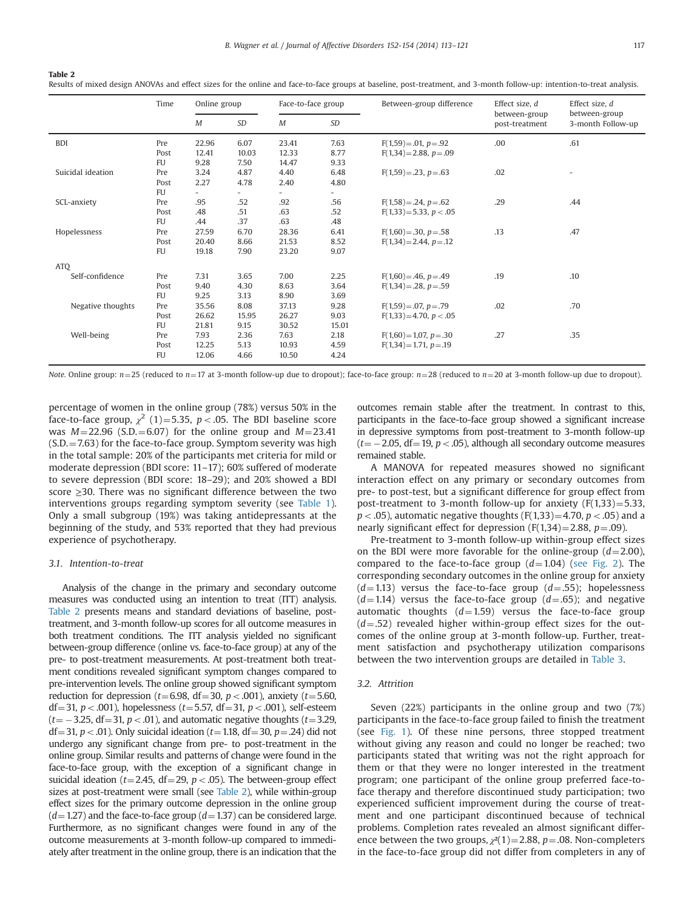**Table 2**
Results of mixed design ANOVAs and effect sizes for the online and face-to-face groups at baseline, post-treatment, and 3-month follow-up: intention-to-treat analysis.

| | Time | Online group | | Face-to-face group | | Between-group difference | Effect size, *d* between-group post-treatment | Effect size, *d* between-group 3-month Follow-up |
|---|---|---|---|---|---|---|---|---|
| | | *M* | *SD* | *M* | *SD* | | | |
| BDI | Pre | 22.96 | 6.07 | 23.41 | 7.63 | $F(1,59)=.01$, $p=.92$ | .00 | .61 |
| | Post | 12.41 | 10.03 | 12.33 | 8.77 | $F(1,34)=2.88$, $p=.09$ | | |
| | FU | 9.28 | 7.50 | 14.47 | 9.33 | | | |
| Suicidal ideation | Pre | 3.24 | 4.87 | 4.40 | 6.48 | $F(1,59)=.23$, $p=.63$ | .02 | - |
| | Post | 2.27 | 4.78 | 2.40 | 4.80 | | | |
| | FU | - | - | - | - | | | |
| SCL-anxiety | Pre | .95 | .52 | .92 | .56 | $F(1,58)=.24$, $p=.62$ | .29 | .44 |
| | Post | .48 | .51 | .63 | .52 | $F(1,33)=5.33$, $p<.05$ | | |
| | FU | .44 | .37 | .63 | .48 | | | |
| Hopelessness | Pre | 27.59 | 6.70 | 28.36 | 6.41 | $F(1,60)=.30$, $p=.58$ | .13 | .47 |
| | Post | 20.40 | 8.66 | 21.53 | 8.52 | $F(1,34)=2.44$, $p=.12$ | | |
| | FU | 19.18 | 7.90 | 23.20 | 9.07 | | | |
| ATQ | | | | | | | | |
| Self-confidence | Pre | 7.31 | 3.65 | 7.00 | 2.25 | $F(1,60)=.46$, $p=.49$ | .19 | .10 |
| | Post | 9.40 | 4.30 | 8.63 | 3.64 | $F(1,34)=.28$, $p=.59$ | | |
| | FU | 9.25 | 3.13 | 8.90 | 3.69 | | | |
| Negative thoughts | Pre | 35.56 | 8.08 | 37.13 | 9.28 | $F(1,59)=.07$, $p=.79$ | .02 | .70 |
| | Post | 26.62 | 15.95 | 26.27 | 9.03 | $F(1,33)=4.70$, $p<.05$ | | |
| | FU | 21.81 | 9.15 | 30.52 | 15.01 | | | |
| Well-being | Pre | 7.93 | 2.36 | 7.63 | 2.18 | $F(1,60)=1,07$, $p=.30$ | .27 | .35 |
| | Post | 12.25 | 5.13 | 10.93 | 4.59 | $F(1,34)=1.71$, $p=.19$ | | |
| | FU | 12.06 | 4.66 | 10.50 | 4.24 | | | |

*Note.* Online group: $n=25$ (reduced to $n=17$ at 3-month follow-up due to dropout); face-to-face group: $n=28$ (reduced to $n=20$ at 3-month follow-up due to dropout).

percentage of women in the online group (78%) versus 50% in the face-to-face group, $\chi^2$ $(1)=5.35$, $p<.05$. The BDI baseline score was $M=22.96$ (S.D.$=6.07$) for the online group and $M=23.41$ (S.D.$=7.63$) for the face-to-face group. Symptom severity was high in the total sample: 20% of the participants met criteria for mild or moderate depression (BDI score: 11–17); 60% suffered of moderate to severe depression (BDI score: 18–29); and 20% showed a BDI score ≥30. There was no significant difference between the two interventions groups regarding symptom severity (see Table 1). Only a small subgroup (19%) was taking antidepressants at the beginning of the study, and 53% reported that they had previous experience of psychotherapy.

### 3.1. Intention-to-treat

Analysis of the change in the primary and secondary outcome measures was conducted using an intention to treat (ITT) analysis. Table 2 presents means and standard deviations of baseline, post-treatment, and 3-month follow-up scores for all outcome measures in both treatment conditions. The ITT analysis yielded no significant between-group difference (online vs. face-to-face group) at any of the pre- to post-treatment measurements. At post-treatment both treatment conditions revealed significant symptom changes compared to pre-intervention levels. The online group showed significant symptom reduction for depression ($t=6.98$, df$=30$, $p<.001$), anxiety ($t=5.60$, df$=31$, $p<.001$), hopelessness ($t=5.57$, df$=31$, $p<.001$), self-esteem ($t=-3.25$, df$=31$, $p<.01$), and automatic negative thoughts ($t=3.29$, df$=31$, $p<.01$). Only suicidal ideation ($t=1.18$, df$=30$, $p=.24$) did not undergo any significant change from pre- to post-treatment in the online group. Similar results and patterns of change were found in the face-to-face group, with the exception of a significant change in suicidal ideation ($t=2.45$, df$=29$, $p<.05$). The between-group effect sizes at post-treatment were small (see Table 2), while within-group effect sizes for the primary outcome depression in the online group ($d=1.27$) and the face-to-face group ($d=1.37$) can be considered large. Furthermore, as no significant changes were found in any of the outcome measurements at 3-month follow-up compared to immediately after treatment in the online group, there is an indication that the outcomes remain stable after the treatment. In contrast to this, participants in the face-to-face group showed a significant increase in depressive symptoms from post-treatment to 3-month follow-up ($t=-2.05$, df$=19$, $p<.05$), although all secondary outcome measures remained stable.

A MANOVA for repeated measures showed no significant interaction effect on any primary or secondary outcomes from pre- to post-test, but a significant difference for group effect from post-treatment to 3-month follow-up for anxiety ($F(1,33)=5.33$, $p<.05$), automatic negative thoughts ($F(1,33)=4.70$, $p<.05$) and a nearly significant effect for depression ($F(1,34)=2.88$, $p=.09$).

Pre-treatment to 3-month follow-up within-group effect sizes on the BDI were more favorable for the online-group ($d=2.00$), compared to the face-to-face group ($d=1.04$) (see Fig. 2). The corresponding secondary outcomes in the online group for anxiety ($d=1.13$) versus the face-to-face group ($d=.55$); hopelessness ($d=1.14$) versus the face-to-face group ($d=.65$); and negative automatic thoughts ($d=1.59$) versus the face-to-face group ($d=.52$) revealed higher within-group effect sizes for the outcomes of the online group at 3-month follow-up. Further, treatment satisfaction and psychotherapy utilization comparisons between the two intervention groups are detailed in Table 3.

### 3.2. Attrition

Seven (22%) participants in the online group and two (7%) participants in the face-to-face group failed to finish the treatment (see Fig. 1). Of these nine persons, three stopped treatment without giving any reason and could no longer be reached; two participants stated that writing was not the right approach for them or that they were no longer interested in the treatment program; one participant of the online group preferred face-to-face therapy and therefore discontinued study participation; two experienced sufficient improvement during the course of treatment and one participant discontinued because of technical problems. Completion rates revealed an almost significant difference between the two groups, $\chi^2(1)=2.88$, $p=.08$. Non-completers in the face-to-face group did not differ from completers in any of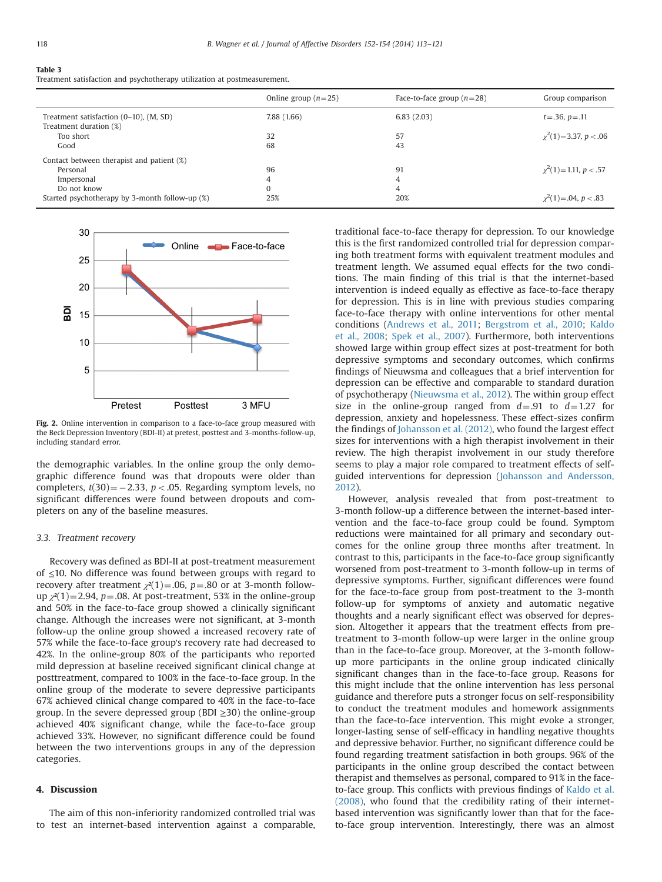**Table 3**
Treatment satisfaction and psychotherapy utilization at postmeasurement.

| | Online group ($n=25$) | Face-to-face group ($n=28$) | Group comparison |
|---|---|---|---|
| Treatment satisfaction (0–10), (M, SD) | 7.88 (1.66) | 6.83 (2.03) | $t=.36$, $p=.11$ |
| Treatment duration (%) | | | |
| Too short | 32 | 57 | $\chi^2(1)=3.37$, $p<.06$ |
| Good | 68 | 43 | |
| Contact between therapist and patient (%) | | | |
| Personal | 96 | 91 | $\chi^2(1)=1.11$, $p<.57$ |
| Impersonal | 4 | 4 | |
| Do not know | 0 | 4 | |
| Started psychotherapy by 3-month follow-up (%) | 25% | 20% | $\chi^2(1)=.04$, $p<.83$ |

**Fig. 2.** Online intervention in comparison to a face-to-face group measured with the Beck Depression Inventory (BDI-II) at pretest, posttest and 3-months-follow-up, including standard error.

the demographic variables. In the online group the only demographic difference found was that dropouts were older than completers, $t(30)=-2.33$, $p<.05$. Regarding symptom levels, no significant differences were found between dropouts and completers on any of the baseline measures.

### 3.3. Treatment recovery

Recovery was defined as BDI-II at post-treatment measurement of ≤10. No difference was found between groups with regard to recovery after treatment $\chi^2(1)=.06$, $p=.80$ or at 3-month follow-up $\chi^2(1)=2.94$, $p=.08$. At post-treatment, 53% in the online-group and 50% in the face-to-face group showed a clinically significant change. Although the increases were not significant, at 3-month follow-up the online group showed a increased recovery rate of 57% while the face-to-face group's recovery rate had decreased to 42%. In the online-group 80% of the participants who reported mild depression at baseline received significant clinical change at posttreatment, compared to 100% in the face-to-face group. In the online group of the moderate to severe depressive participants 67% achieved clinical change compared to 40% in the face-to-face group. In the severe depressed group (BDI ≥30) the online-group achieved 40% significant change, while the face-to-face group achieved 33%. However, no significant difference could be found between the two interventions groups in any of the depression categories.

## 4. Discussion

The aim of this non-inferiority randomized controlled trial was to test an internet-based intervention against a comparable, traditional face-to-face therapy for depression. To our knowledge this is the first randomized controlled trial for depression comparing both treatment forms with equivalent treatment modules and treatment length. We assumed equal effects for the two conditions. The main finding of this trial is that the internet-based intervention is indeed equally as effective as face-to-face therapy for depression. This is in line with previous studies comparing face-to-face therapy with online interventions for other mental conditions (Andrews et al., 2011; Bergstrom et al., 2010; Kaldo et al., 2008; Spek et al., 2007). Furthermore, both interventions showed large within group effect sizes at post-treatment for both depressive symptoms and secondary outcomes, which confirms findings of Nieuwsma and colleagues that a brief intervention for depression can be effective and comparable to standard duration of psychotherapy (Nieuwsma et al., 2012). The within group effect size in the online-group ranged from $d=.91$ to $d=1.27$ for depression, anxiety and hopelessness. These effect-sizes confirm the findings of Johansson et al. (2012), who found the largest effect sizes for interventions with a high therapist involvement in their review. The high therapist involvement in our study therefore seems to play a major role compared to treatment effects of self-guided interventions for depression (Johansson and Andersson, 2012).

However, analysis revealed that from post-treatment to 3-month follow-up a difference between the internet-based intervention and the face-to-face group could be found. Symptom reductions were maintained for all primary and secondary outcomes for the online group three months after treatment. In contrast to this, participants in the face-to-face group significantly worsened from post-treatment to 3-month follow-up in terms of depressive symptoms. Further, significant differences were found for the face-to-face group from post-treatment to the 3-month follow-up for symptoms of anxiety and automatic negative thoughts and a nearly significant effect was observed for depression. Altogether it appears that the treatment effects from pre-treatment to 3-month follow-up were larger in the online group than in the face-to-face group. Moreover, at the 3-month follow-up more participants in the online group indicated clinically significant changes than in the face-to-face group. Reasons for this might include that the online intervention has less personal guidance and therefore puts a stronger focus on self-responsibility to conduct the treatment modules and homework assignments than the face-to-face intervention. This might evoke a stronger, longer-lasting sense of self-efficacy in handling negative thoughts and depressive behavior. Further, no significant difference could be found regarding treatment satisfaction in both groups. 96% of the participants in the online group described the contact between therapist and themselves as personal, compared to 91% in the face-to-face group. This conflicts with previous findings of Kaldo et al. (2008), who found that the credibility rating of their internet-based intervention was significantly lower than that for the face-to-face group intervention. Interestingly, there was an almost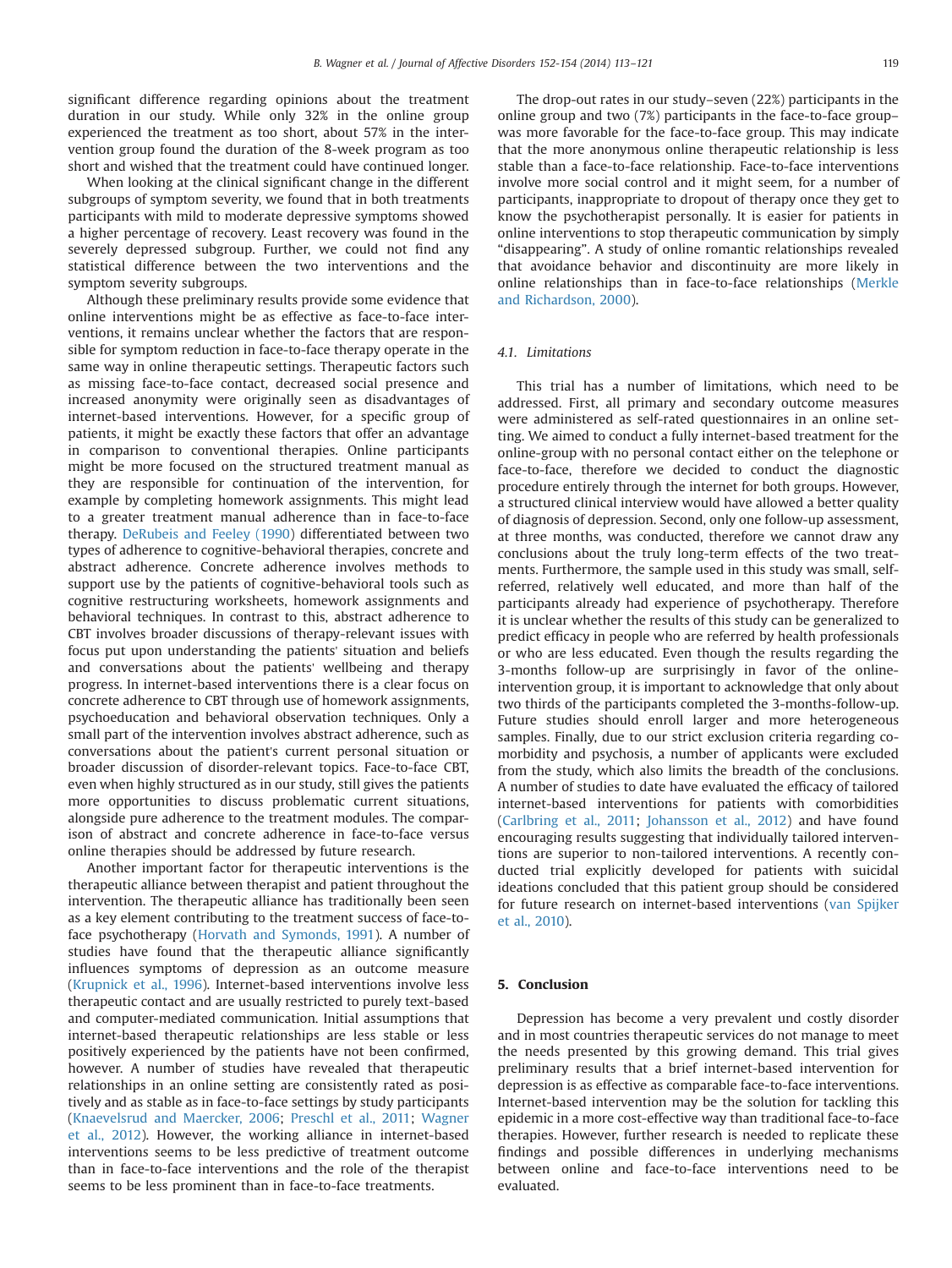significant difference regarding opinions about the treatment duration in our study. While only 32% in the online group experienced the treatment as too short, about 57% in the intervention group found the duration of the 8-week program as too short and wished that the treatment could have continued longer.

When looking at the clinical significant change in the different subgroups of symptom severity, we found that in both treatments participants with mild to moderate depressive symptoms showed a higher percentage of recovery. Least recovery was found in the severely depressed subgroup. Further, we could not find any statistical difference between the two interventions and the symptom severity subgroups.

Although these preliminary results provide some evidence that online interventions might be as effective as face-to-face interventions, it remains unclear whether the factors that are responsible for symptom reduction in face-to-face therapy operate in the same way in online therapeutic settings. Therapeutic factors such as missing face-to-face contact, decreased social presence and increased anonymity were originally seen as disadvantages of internet-based interventions. However, for a specific group of patients, it might be exactly these factors that offer an advantage in comparison to conventional therapies. Online participants might be more focused on the structured treatment manual as they are responsible for continuation of the intervention, for example by completing homework assignments. This might lead to a greater treatment manual adherence than in face-to-face therapy. DeRubeis and Feeley (1990) differentiated between two types of adherence to cognitive-behavioral therapies, concrete and abstract adherence. Concrete adherence involves methods to support use by the patients of cognitive-behavioral tools such as cognitive restructuring worksheets, homework assignments and behavioral techniques. In contrast to this, abstract adherence to CBT involves broader discussions of therapy-relevant issues with focus put upon understanding the patients' situation and beliefs and conversations about the patients' wellbeing and therapy progress. In internet-based interventions there is a clear focus on concrete adherence to CBT through use of homework assignments, psychoeducation and behavioral observation techniques. Only a small part of the intervention involves abstract adherence, such as conversations about the patient's current personal situation or broader discussion of disorder-relevant topics. Face-to-face CBT, even when highly structured as in our study, still gives the patients more opportunities to discuss problematic current situations, alongside pure adherence to the treatment modules. The comparison of abstract and concrete adherence in face-to-face versus online therapies should be addressed by future research.

Another important factor for therapeutic interventions is the therapeutic alliance between therapist and patient throughout the intervention. The therapeutic alliance has traditionally been seen as a key element contributing to the treatment success of face-to-face psychotherapy (Horvath and Symonds, 1991). A number of studies have found that the therapeutic alliance significantly influences symptoms of depression as an outcome measure (Krupnick et al., 1996). Internet-based interventions involve less therapeutic contact and are usually restricted to purely text-based and computer-mediated communication. Initial assumptions that internet-based therapeutic relationships are less stable or less positively experienced by the patients have not been confirmed, however. A number of studies have revealed that therapeutic relationships in an online setting are consistently rated as positively and as stable as in face-to-face settings by study participants (Knaevelsrud and Maercker, 2006; Preschl et al., 2011; Wagner et al., 2012). However, the working alliance in internet-based interventions seems to be less predictive of treatment outcome than in face-to-face interventions and the role of the therapist seems to be less prominent than in face-to-face treatments.

The drop-out rates in our study–seven (22%) participants in the online group and two (7%) participants in the face-to-face group–was more favorable for the face-to-face group. This may indicate that the more anonymous online therapeutic relationship is less stable than a face-to-face relationship. Face-to-face interventions involve more social control and it might seem, for a number of participants, inappropriate to dropout of therapy once they get to know the psychotherapist personally. It is easier for patients in online interventions to stop therapeutic communication by simply "disappearing". A study of online romantic relationships revealed that avoidance behavior and discontinuity are more likely in online relationships than in face-to-face relationships (Merkle and Richardson, 2000).

### 4.1. Limitations

This trial has a number of limitations, which need to be addressed. First, all primary and secondary outcome measures were administered as self-rated questionnaires in an online setting. We aimed to conduct a fully internet-based treatment for the online-group with no personal contact either on the telephone or face-to-face, therefore we decided to conduct the diagnostic procedure entirely through the internet for both groups. However, a structured clinical interview would have allowed a better quality of diagnosis of depression. Second, only one follow-up assessment, at three months, was conducted, therefore we cannot draw any conclusions about the truly long-term effects of the two treatments. Furthermore, the sample used in this study was small, self-referred, relatively well educated, and more than half of the participants already had experience of psychotherapy. Therefore it is unclear whether the results of this study can be generalized to predict efficacy in people who are referred by health professionals or who are less educated. Even though the results regarding the 3-months follow-up are surprisingly in favor of the online-intervention group, it is important to acknowledge that only about two thirds of the participants completed the 3-months-follow-up. Future studies should enroll larger and more heterogeneous samples. Finally, due to our strict exclusion criteria regarding co-morbidity and psychosis, a number of applicants were excluded from the study, which also limits the breadth of the conclusions. A number of studies to date have evaluated the efficacy of tailored internet-based interventions for patients with comorbidities (Carlbring et al., 2011; Johansson et al., 2012) and have found encouraging results suggesting that individually tailored interventions are superior to non-tailored interventions. A recently conducted trial explicitly developed for patients with suicidal ideations concluded that this patient group should be considered for future research on internet-based interventions (van Spijker et al., 2010).

## 5. Conclusion

Depression has become a very prevalent und costly disorder and in most countries therapeutic services do not manage to meet the needs presented by this growing demand. This trial gives preliminary results that a brief internet-based intervention for depression is as effective as comparable face-to-face interventions. Internet-based intervention may be the solution for tackling this epidemic in a more cost-effective way than traditional face-to-face therapies. However, further research is needed to replicate these findings and possible differences in underlying mechanisms between online and face-to-face interventions need to be evaluated.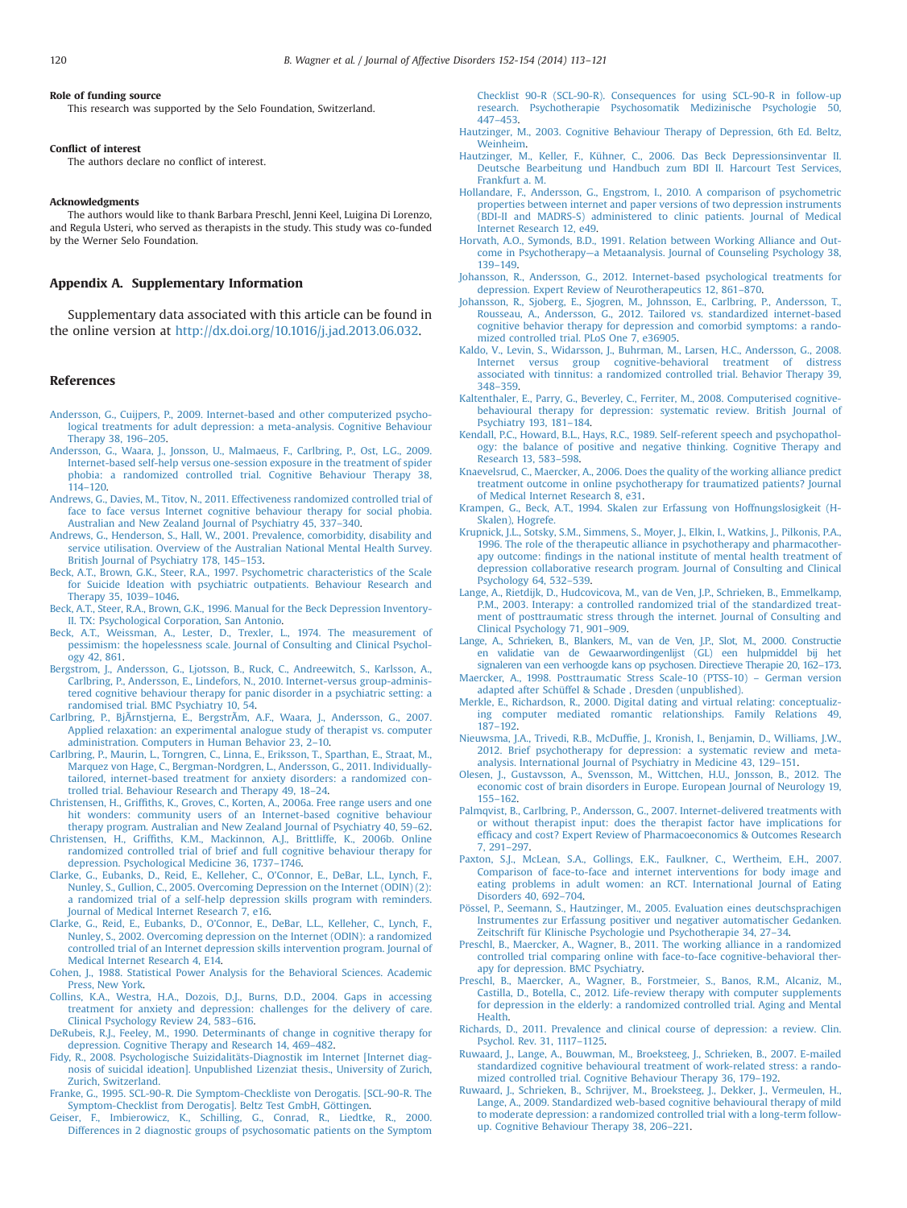**Role of funding source**

This research was supported by the Selo Foundation, Switzerland.

**Conflict of interest**

The authors declare no conflict of interest.

**Acknowledgments**

The authors would like to thank Barbara Preschl, Jenni Keel, Luigina Di Lorenzo, and Regula Usteri, who served as therapists in the study. This study was co-funded by the Werner Selo Foundation.

## Appendix A. Supplementary Information

Supplementary data associated with this article can be found in the online version at http://dx.doi.org/10.1016/j.jad.2013.06.032.

## References

Andersson, G., Cuijpers, P., 2009. Internet-based and other computerized psychological treatments for adult depression: a meta-analysis. Cognitive Behaviour Therapy 38, 196–205.

Andersson, G., Waara, J., Jonsson, U., Malmaeus, F., Carlbring, P., Ost, L.G., 2009. Internet-based self-help versus one-session exposure in the treatment of spider phobia: a randomized controlled trial. Cognitive Behaviour Therapy 38, 114–120.

Andrews, G., Davies, M., Titov, N., 2011. Effectiveness randomized controlled trial of face to face versus Internet cognitive behaviour therapy for social phobia. Australian and New Zealand Journal of Psychiatry 45, 337–340.

Andrews, G., Henderson, S., Hall, W., 2001. Prevalence, comorbidity, disability and service utilisation. Overview of the Australian National Mental Health Survey. British Journal of Psychiatry 178, 145–153.

Beck, A.T., Brown, G.K., Steer, R.A., 1997. Psychometric characteristics of the Scale for Suicide Ideation with psychiatric outpatients. Behaviour Research and Therapy 35, 1039–1046.

Beck, A.T., Steer, R.A., Brown, G.K., 1996. Manual for the Beck Depression Inventory-II. TX: Psychological Corporation, San Antonio.

Beck, A.T., Weissman, A., Lester, D., Trexler, L., 1974. The measurement of pessimism: the hopelessness scale. Journal of Consulting and Clinical Psychology 42, 861.

Bergstrom, J., Andersson, G., Ljotsson, B., Ruck, C., Andreewitch, S., Karlsson, A., Carlbring, P., Andersson, E., Lindefors, N., 2010. Internet-versus group-administered cognitive behaviour therapy for panic disorder in a psychiatric setting: a randomised trial. BMC Psychiatry 10, 54.

Carlbring, P., BjÃrnstjerna, E., BergstrÃm, A.F., Waara, J., Andersson, G., 2007. Applied relaxation: an experimental analogue study of therapist vs. computer administration. Computers in Human Behavior 23, 2–10.

Carlbring, P., Maurin, L., Torngren, C., Linna, E., Eriksson, T., Sparthan, E., Straat, M., Marquez von Hage, C., Bergman-Nordgren, L., Andersson, G., 2011. Individually-tailored, internet-based treatment for anxiety disorders: a randomized controlled trial. Behaviour Research and Therapy 49, 18–24.

Christensen, H., Griffiths, K., Groves, C., Korten, A., 2006a. Free range users and one hit wonders: community users of an Internet-based cognitive behaviour therapy program. Australian and New Zealand Journal of Psychiatry 40, 59–62.

Christensen, H., Griffiths, K.M., Mackinnon, A.J., Brittliffe, K., 2006b. Online randomized controlled trial of brief and full cognitive behaviour therapy for depression. Psychological Medicine 36, 1737–1746.

Clarke, G., Eubanks, D., Reid, E., Kelleher, C., O'Connor, E., DeBar, L.L., Lynch, F., Nunley, S., Gullion, C., 2005. Overcoming Depression on the Internet (ODIN) (2): a randomized trial of a self-help depression skills program with reminders. Journal of Medical Internet Research 7, e16.

Clarke, G., Reid, E., Eubanks, D., O'Connor, E., DeBar, L.L., Kelleher, C., Lynch, F., Nunley, S., 2002. Overcoming depression on the Internet (ODIN): a randomized controlled trial of an Internet depression skills intervention program. Journal of Medical Internet Research 4, E14.

Cohen, J., 1988. Statistical Power Analysis for the Behavioral Sciences. Academic Press, New York.

Collins, K.A., Westra, H.A., Dozois, D.J., Burns, D.D., 2004. Gaps in accessing treatment for anxiety and depression: challenges for the delivery of care. Clinical Psychology Review 24, 583–616.

DeRubeis, R.J., Feeley, M., 1990. Determinants of change in cognitive therapy for depression. Cognitive Therapy and Research 14, 469–482.

Fidy, R., 2008. Psychologische Suizidalitäts-Diagnostik im Internet [Internet diagnosis of suicidal ideation]. Unpublished Lizenziat thesis., University of Zurich, Zurich, Switzerland.

Franke, G., 1995. SCL-90-R. Die Symptom-Checkliste von Derogatis. [SCL-90-R. The Symptom-Checklist from Derogatis]. Beltz Test GmbH, Göttingen.

Geiser, F., Imbierowicz, K., Schilling, G., Conrad, R., Liedtke, R., 2000. Differences in 2 diagnostic groups of psychosomatic patients on the Symptom Checklist 90-R (SCL-90-R). Consequences for using SCL-90-R in follow-up research. Psychotherapie Psychosomatik Medizinische Psychologie 50, 447–453.

Hautzinger, M., 2003. Cognitive Behaviour Therapy of Depression, 6th Ed. Beltz, Weinheim.

Hautzinger, M., Keller, F., Kühner, C., 2006. Das Beck Depressionsinventar II. Deutsche Bearbeitung und Handbuch zum BDI II. Harcourt Test Services, Frankfurt a. M.

Hollandare, F., Andersson, G., Engstrom, I., 2010. A comparison of psychometric properties between internet and paper versions of two depression instruments (BDI-II and MADRS-S) administered to clinic patients. Journal of Medical Internet Research 12, e49.

Horvath, A.O., Symonds, B.D., 1991. Relation between Working Alliance and Outcome in Psychotherapy—a Metaanalysis. Journal of Counseling Psychology 38, 139–149.

Johansson, R., Andersson, G., 2012. Internet-based psychological treatments for depression. Expert Review of Neurotherapeutics 12, 861–870.

Johansson, R., Sjoberg, E., Sjogren, M., Johnsson, E., Carlbring, P., Andersson, T., Rousseau, A., Andersson, G., 2012. Tailored vs. standardized internet-based cognitive behavior therapy for depression and comorbid symptoms: a randomized controlled trial. PLoS One 7, e36905.

Kaldo, V., Levin, S., Widarsson, J., Buhrman, M., Larsen, H.C., Andersson, G., 2008. Internet versus group cognitive-behavioral treatment of distress associated with tinnitus: a randomized controlled trial. Behavior Therapy 39, 348–359.

Kaltenthaler, E., Parry, G., Beverley, C., Ferriter, M., 2008. Computerised cognitive-behavioural therapy for depression: systematic review. British Journal of Psychiatry 193, 181–184.

Kendall, P.C., Howard, B.L., Hays, R.C., 1989. Self-referent speech and psychopathology: the balance of positive and negative thinking. Cognitive Therapy and Research 13, 583–598.

Knaevelsrud, C., Maercker, A., 2006. Does the quality of the working alliance predict treatment outcome in online psychotherapy for traumatized patients? Journal of Medical Internet Research 8, e31.

Krampen, G., Beck, A.T., 1994. Skalen zur Erfassung von Hoffnungslosigkeit (H-Skalen), Hogrefe.

Krupnick, J.L., Sotsky, S.M., Simmens, S., Moyer, J., Elkin, I., Watkins, J., Pilkonis, P.A., 1996. The role of the therapeutic alliance in psychotherapy and pharmacotherapy outcome: findings in the national institute of mental health treatment of depression collaborative research program. Journal of Consulting and Clinical Psychology 64, 532–539.

Lange, A., Rietdijk, D., Hudcovicova, M., van de Ven, J.P., Schrieken, B., Emmelkamp, P.M., 2003. Interapy: a controlled randomized trial of the standardized treatment of posttraumatic stress through the internet. Journal of Consulting and Clinical Psychology 71, 901–909.

Lange, A., Schrieken, B., Blankers, M., van de Ven, J.P., Slot, M., 2000. Constructie en validatie van de Gewaarwordingenlijst (GL) een hulpmiddel bij het signaleren van een verhoogde kans op psychosen. Directieve Therapie 20, 162–173.

Maercker, A., 1998. Posttraumatic Stress Scale-10 (PTSS-10) – German version adapted after Schüffel & Schade , Dresden (unpublished).

Merkle, E., Richardson, R., 2000. Digital dating and virtual relating: conceptualizing computer mediated romantic relationships. Family Relations 49, 187–192.

Nieuwsma, J.A., Trivedi, R.B., McDuffie, J., Kronish, I., Benjamin, D., Williams, J.W., 2012. Brief psychotherapy for depression: a systematic review and meta-analysis. International Journal of Psychiatry in Medicine 43, 129–151.

Olesen, J., Gustavsson, A., Svensson, M., Wittchen, H.U., Jonsson, B., 2012. The economic cost of brain disorders in Europe. European Journal of Neurology 19, 155–162.

Palmqvist, B., Carlbring, P., Andersson, G., 2007. Internet-delivered treatments with or without therapist input: does the therapist factor have implications for efficacy and cost? Expert Review of Pharmacoeconomics & Outcomes Research 7, 291–297.

Paxton, S.J., McLean, S.A., Gollings, E.K., Faulkner, C., Wertheim, E.H., 2007. Comparison of face-to-face and internet interventions for body image and eating problems in adult women: an RCT. International Journal of Eating Disorders 40, 692–704.

Pössel, P., Seemann, S., Hautzinger, M., 2005. Evaluation eines deutschsprachigen Instrumentes zur Erfassung positiver und negativer automatischer Gedanken. Zeitschrift für Klinische Psychologie und Psychotherapie 34, 27–34.

Preschl, B., Maercker, A., Wagner, B., 2011. The working alliance in a randomized controlled trial comparing online with face-to-face cognitive-behavioral therapy for depression. BMC Psychiatry.

Preschl, B., Maercker, A., Wagner, B., Forstmeier, S., Banos, R.M., Alcaniz, M., Castilla, D., Botella, C., 2012. Life-review therapy with computer supplements for depression in the elderly: a randomized controlled trial. Aging and Mental Health.

Richards, D., 2011. Prevalence and clinical course of depression: a review. Clin. Psychol. Rev. 31, 1117–1125.

Ruwaard, J., Lange, A., Bouwman, M., Broeksteeg, J., Schrieken, B., 2007. E-mailed standardized cognitive behavioural treatment of work-related stress: a randomized controlled trial. Cognitive Behaviour Therapy 36, 179–192.

Ruwaard, J., Schrieken, B., Schrijver, M., Broeksteeg, J., Dekker, J., Vermeulen, H., Lange, A., 2009. Standardized web-based cognitive behavioural therapy of mild to moderate depression: a randomized controlled trial with a long-term follow-up. Cognitive Behaviour Therapy 38, 206–221.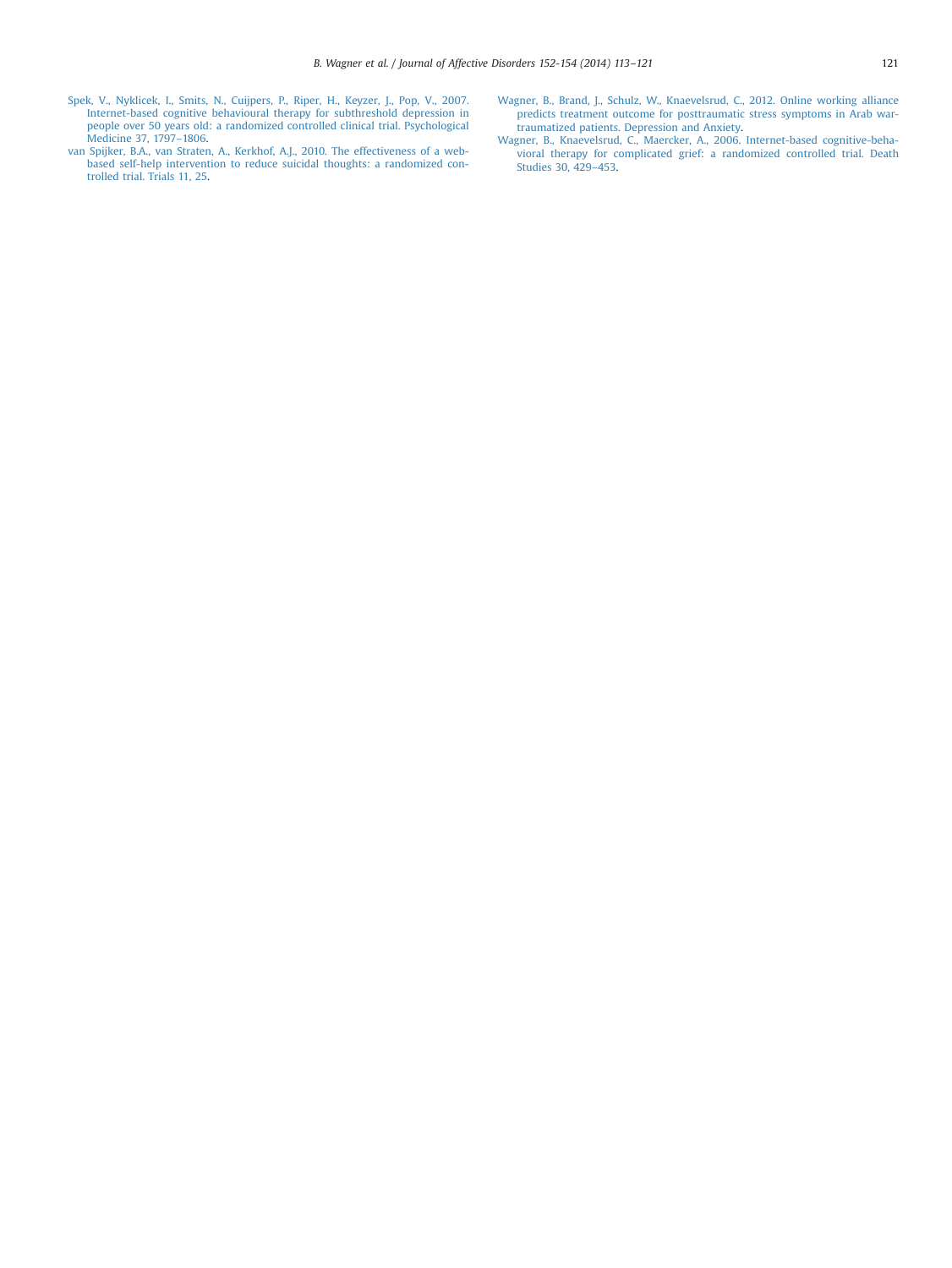Spek, V., Nyklicek, I., Smits, N., Cuijpers, P., Riper, H., Keyzer, J., Pop, V., 2007. Internet-based cognitive behavioural therapy for subthreshold depression in people over 50 years old: a randomized controlled clinical trial. Psychological Medicine 37, 1797–1806.

van Spijker, B.A., van Straten, A., Kerkhof, A.J., 2010. The effectiveness of a web-based self-help intervention to reduce suicidal thoughts: a randomized controlled trial. Trials 11, 25.

Wagner, B., Brand, J., Schulz, W., Knaevelsrud, C., 2012. Online working alliance predicts treatment outcome for posttraumatic stress symptoms in Arab war-traumatized patients. Depression and Anxiety.

Wagner, B., Knaevelsrud, C., Maercker, A., 2006. Internet-based cognitive-behavioral therapy for complicated grief: a randomized controlled trial. Death Studies 30, 429–453.